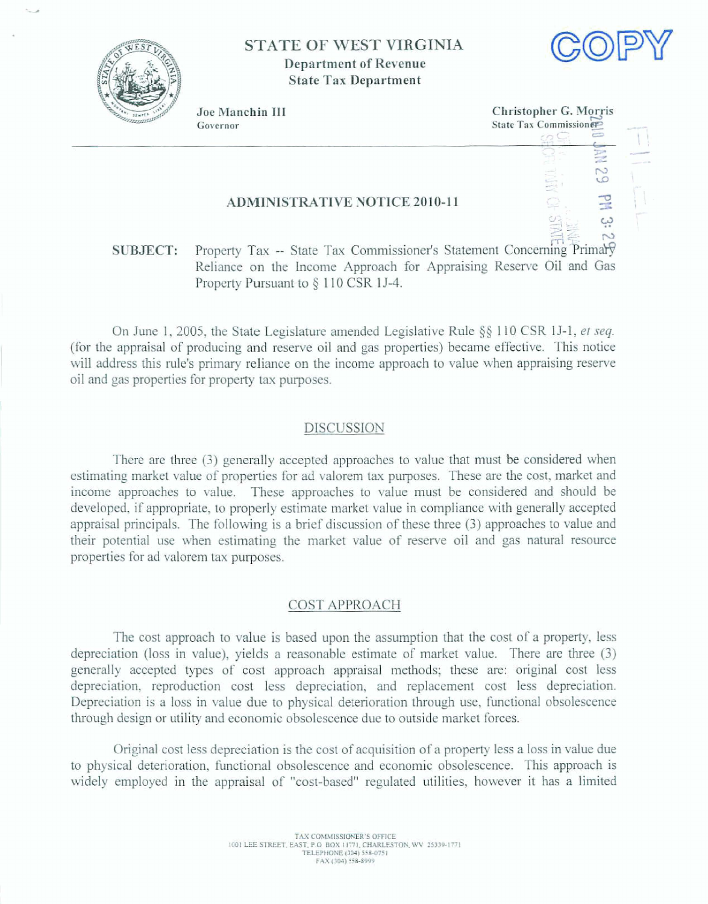# STATE OF WEST VIRGINIA

**Department of Revenue**
**State Tax Department**

COPY

Joe Manchin III
Governor

Christopher G. Morris
State Tax Commissioner

2010 JAN 29 PM 3:29

FILED

## ADMINISTRATIVE NOTICE 2010-11

**SUBJECT:** Property Tax -- State Tax Commissioner's Statement Concerning Primary Reliance on the Income Approach for Appraising Reserve Oil and Gas Property Pursuant to § 110 CSR 1J-4.

On June 1, 2005, the State Legislature amended Legislative Rule §§ 110 CSR 1J-1, *et seq.* (for the appraisal of producing and reserve oil and gas properties) became effective. This notice will address this rule's primary reliance on the income approach to value when appraising reserve oil and gas properties for property tax purposes.

### DISCUSSION

There are three (3) generally accepted approaches to value that must be considered when estimating market value of properties for ad valorem tax purposes. These are the cost, market and income approaches to value. These approaches to value must be considered and should be developed, if appropriate, to properly estimate market value in compliance with generally accepted appraisal principals. The following is a brief discussion of these three (3) approaches to value and their potential use when estimating the market value of reserve oil and gas natural resource properties for ad valorem tax purposes.

### COST APPROACH

The cost approach to value is based upon the assumption that the cost of a property, less depreciation (loss in value), yields a reasonable estimate of market value. There are three (3) generally accepted types of cost approach appraisal methods; these are: original cost less depreciation, reproduction cost less depreciation, and replacement cost less depreciation. Depreciation is a loss in value due to physical deterioration through use, functional obsolescence through design or utility and economic obsolescence due to outside market forces.

Original cost less depreciation is the cost of acquisition of a property less a loss in value due to physical deterioration, functional obsolescence and economic obsolescence. This approach is widely employed in the appraisal of "cost-based" regulated utilities, however it has a limited

TAX COMMISSIONER'S OFFICE
1001 LEE STREET, EAST, P.O. BOX 11771, CHARLESTON, WV 25339-1771
TELEPHONE (304) 558-0751
FAX (304) 558-8999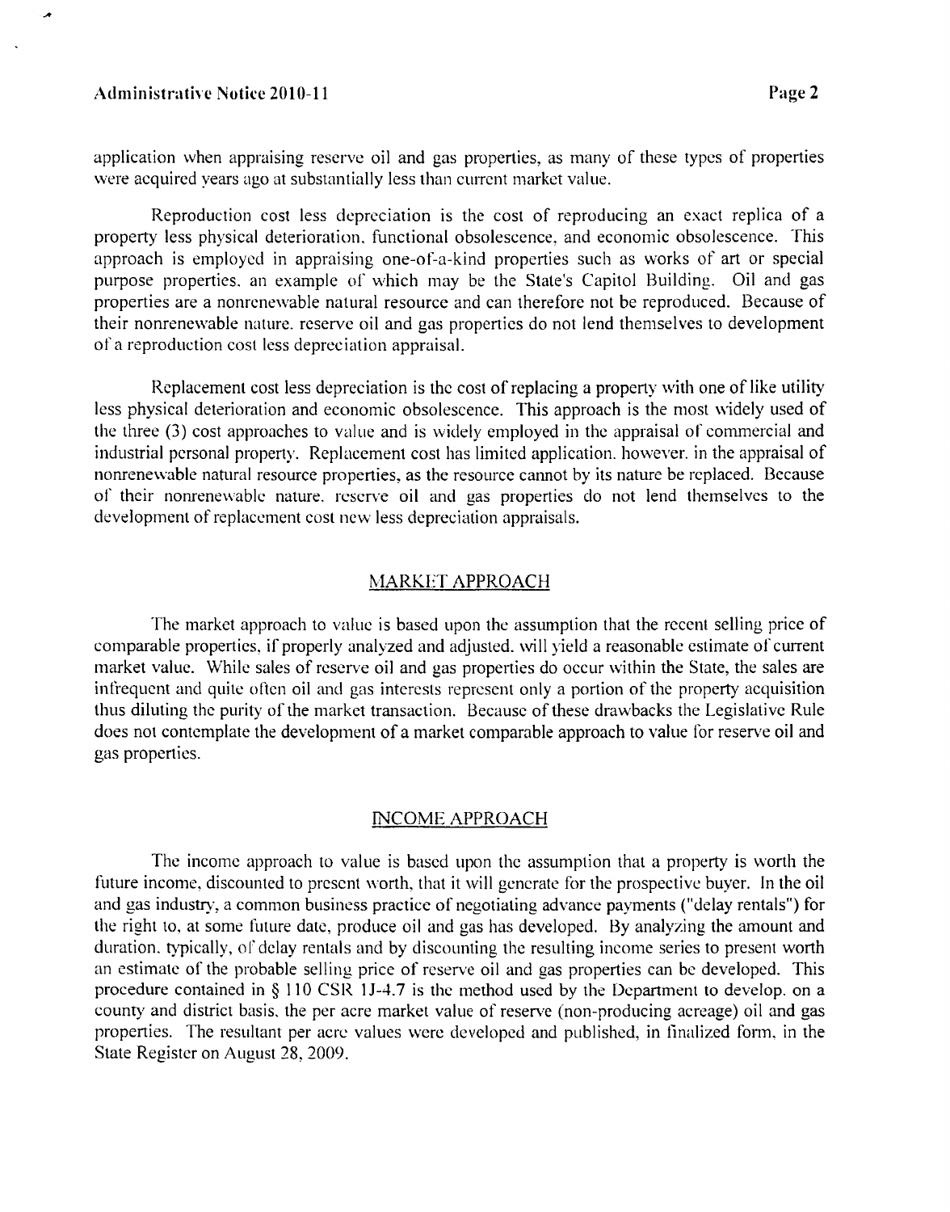application when appraising reserve oil and gas properties, as many of these types of properties were acquired years ago at substantially less than current market value.

Reproduction cost less depreciation is the cost of reproducing an exact replica of a property less physical deterioration, functional obsolescence, and economic obsolescence. This approach is employed in appraising one-of-a-kind properties such as works of art or special purpose properties, an example of which may be the State's Capitol Building. Oil and gas properties are a nonrenewable natural resource and can therefore not be reproduced. Because of their nonrenewable nature, reserve oil and gas properties do not lend themselves to development of a reproduction cost less depreciation appraisal.

Replacement cost less depreciation is the cost of replacing a property with one of like utility less physical deterioration and economic obsolescence. This approach is the most widely used of the three (3) cost approaches to value and is widely employed in the appraisal of commercial and industrial personal property. Replacement cost has limited application, however, in the appraisal of nonrenewable natural resource properties, as the resource cannot by its nature be replaced. Because of their nonrenewable nature, reserve oil and gas properties do not lend themselves to the development of replacement cost new less depreciation appraisals.

## MARKET APPROACH

The market approach to value is based upon the assumption that the recent selling price of comparable properties, if properly analyzed and adjusted, will yield a reasonable estimate of current market value. While sales of reserve oil and gas properties do occur within the State, the sales are infrequent and quite often oil and gas interests represent only a portion of the property acquisition thus diluting the purity of the market transaction. Because of these drawbacks the Legislative Rule does not contemplate the development of a market comparable approach to value for reserve oil and gas properties.

## INCOME APPROACH

The income approach to value is based upon the assumption that a property is worth the future income, discounted to present worth, that it will generate for the prospective buyer. In the oil and gas industry, a common business practice of negotiating advance payments ("delay rentals") for the right to, at some future date, produce oil and gas has developed. By analyzing the amount and duration, typically, of delay rentals and by discounting the resulting income series to present worth an estimate of the probable selling price of reserve oil and gas properties can be developed. This procedure contained in § 110 CSR 1J-4.7 is the method used by the Department to develop, on a county and district basis, the per acre market value of reserve (non-producing acreage) oil and gas properties. The resultant per acre values were developed and published, in finalized form, in the State Register on August 28, 2009.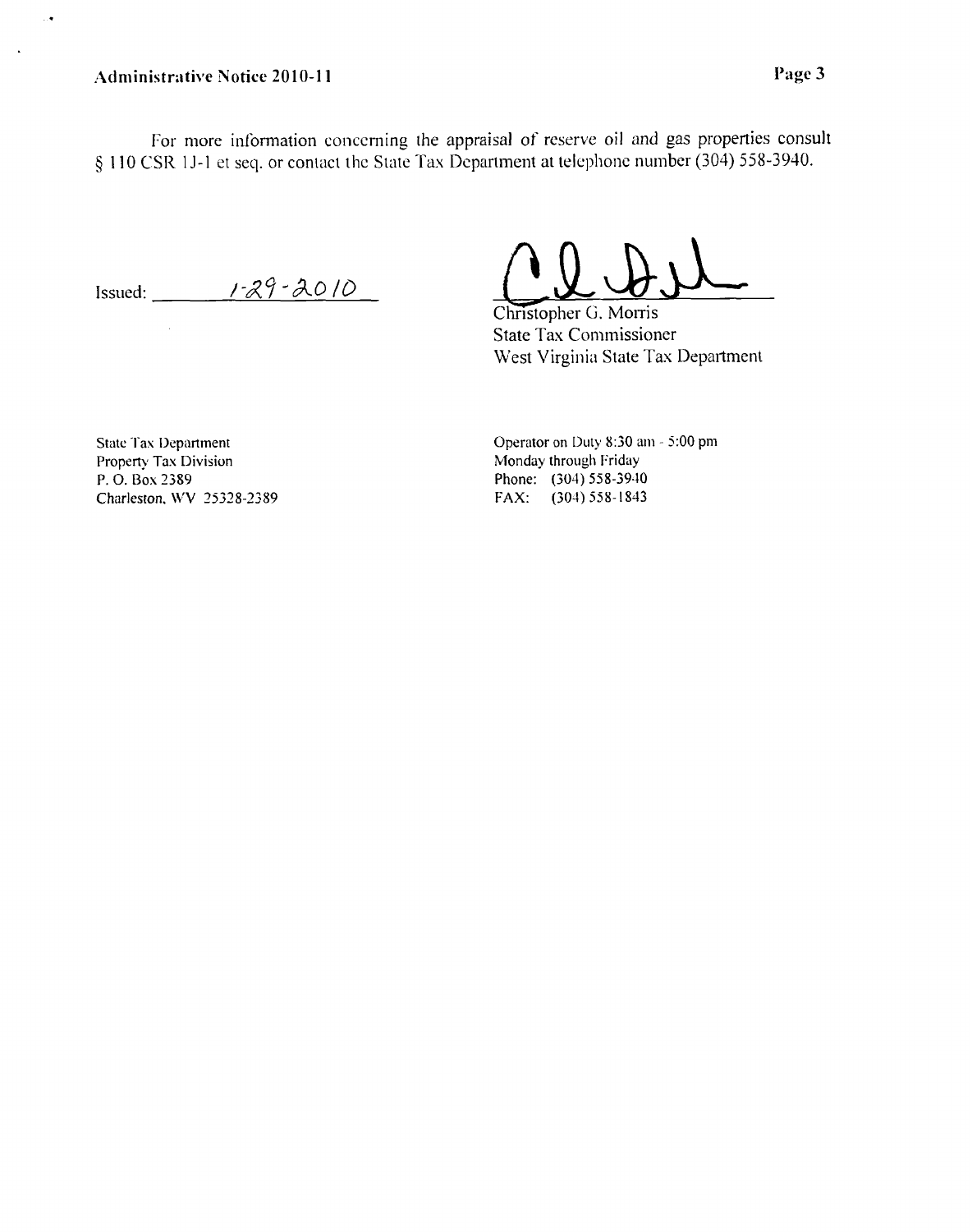For more information concerning the appraisal of reserve oil and gas properties consult § 110 CSR 1J-1 et seq. or contact the State Tax Department at telephone number (304) 558-3940.

Issued: 1-29-2010

Christopher G. Morris
State Tax Commissioner
West Virginia State Tax Department

State Tax Department
Property Tax Division
P. O. Box 2389
Charleston, WV 25328-2389

Operator on Duty 8:30 am - 5:00 pm
Monday through Friday
Phone: (304) 558-3940
FAX: (304) 558-1843